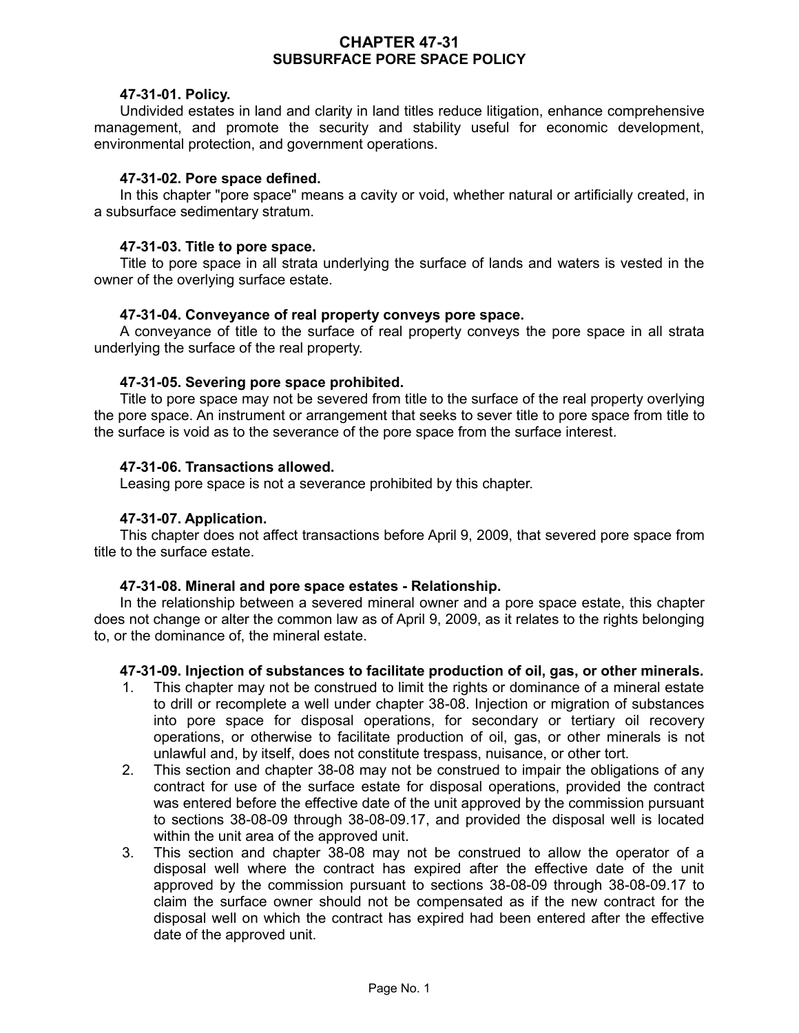# CHAPTER 47-31
# SUBSURFACE PORE SPACE POLICY

**47-31-01. Policy.**

Undivided estates in land and clarity in land titles reduce litigation, enhance comprehensive management, and promote the security and stability useful for economic development, environmental protection, and government operations.

**47-31-02. Pore space defined.**

In this chapter "pore space" means a cavity or void, whether natural or artificially created, in a subsurface sedimentary stratum.

**47-31-03. Title to pore space.**

Title to pore space in all strata underlying the surface of lands and waters is vested in the owner of the overlying surface estate.

**47-31-04. Conveyance of real property conveys pore space.**

A conveyance of title to the surface of real property conveys the pore space in all strata underlying the surface of the real property.

**47-31-05. Severing pore space prohibited.**

Title to pore space may not be severed from title to the surface of the real property overlying the pore space. An instrument or arrangement that seeks to sever title to pore space from title to the surface is void as to the severance of the pore space from the surface interest.

**47-31-06. Transactions allowed.**

Leasing pore space is not a severance prohibited by this chapter.

**47-31-07. Application.**

This chapter does not affect transactions before April 9, 2009, that severed pore space from title to the surface estate.

**47-31-08. Mineral and pore space estates - Relationship.**

In the relationship between a severed mineral owner and a pore space estate, this chapter does not change or alter the common law as of April 9, 2009, as it relates to the rights belonging to, or the dominance of, the mineral estate.

**47-31-09. Injection of substances to facilitate production of oil, gas, or other minerals.**

1. This chapter may not be construed to limit the rights or dominance of a mineral estate to drill or recomplete a well under chapter 38-08. Injection or migration of substances into pore space for disposal operations, for secondary or tertiary oil recovery operations, or otherwise to facilitate production of oil, gas, or other minerals is not unlawful and, by itself, does not constitute trespass, nuisance, or other tort.
2. This section and chapter 38-08 may not be construed to impair the obligations of any contract for use of the surface estate for disposal operations, provided the contract was entered before the effective date of the unit approved by the commission pursuant to sections 38-08-09 through 38-08-09.17, and provided the disposal well is located within the unit area of the approved unit.
3. This section and chapter 38-08 may not be construed to allow the operator of a disposal well where the contract has expired after the effective date of the unit approved by the commission pursuant to sections 38-08-09 through 38-08-09.17 to claim the surface owner should not be compensated as if the new contract for the disposal well on which the contract has expired had been entered after the effective date of the approved unit.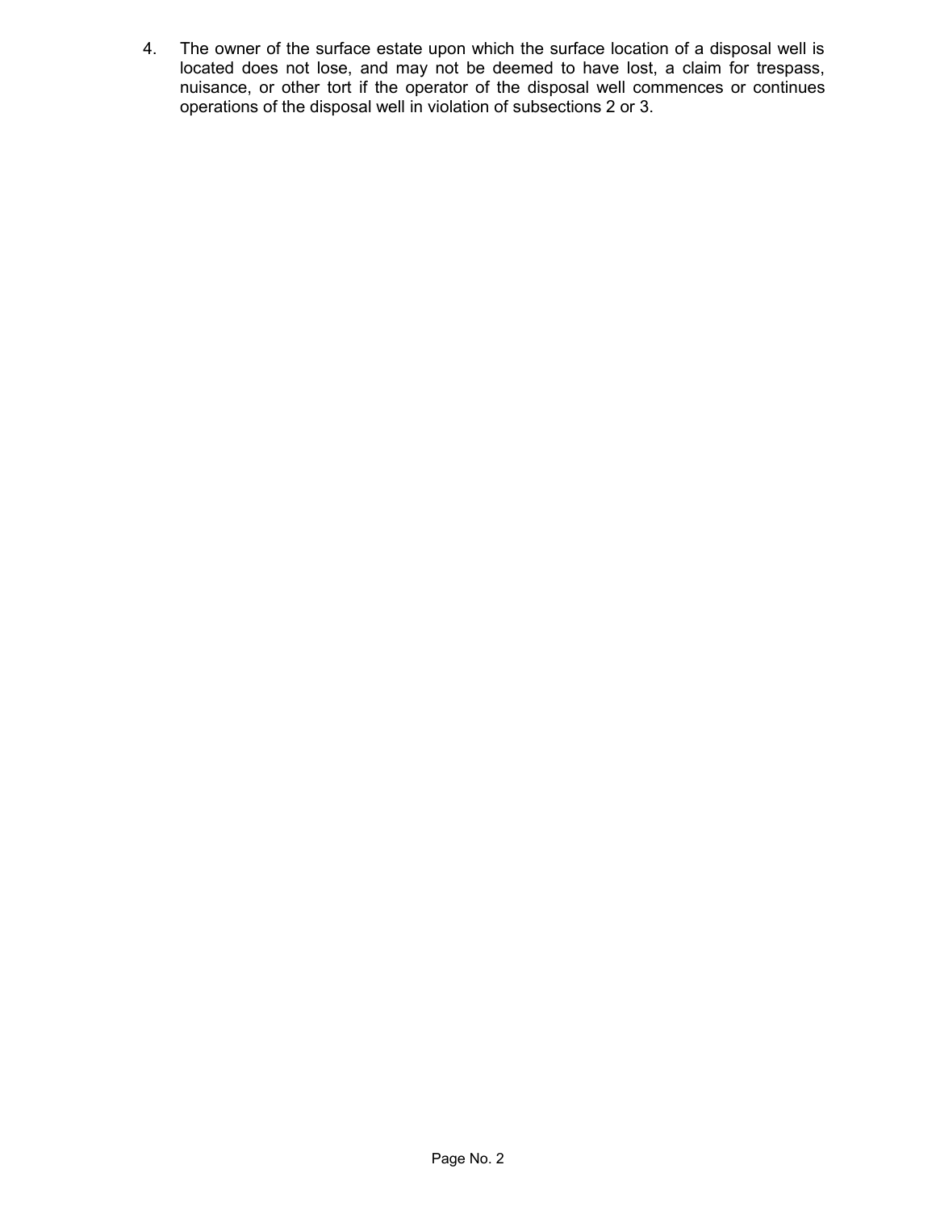4. The owner of the surface estate upon which the surface location of a disposal well is located does not lose, and may not be deemed to have lost, a claim for trespass, nuisance, or other tort if the operator of the disposal well commences or continues operations of the disposal well in violation of subsections 2 or 3.